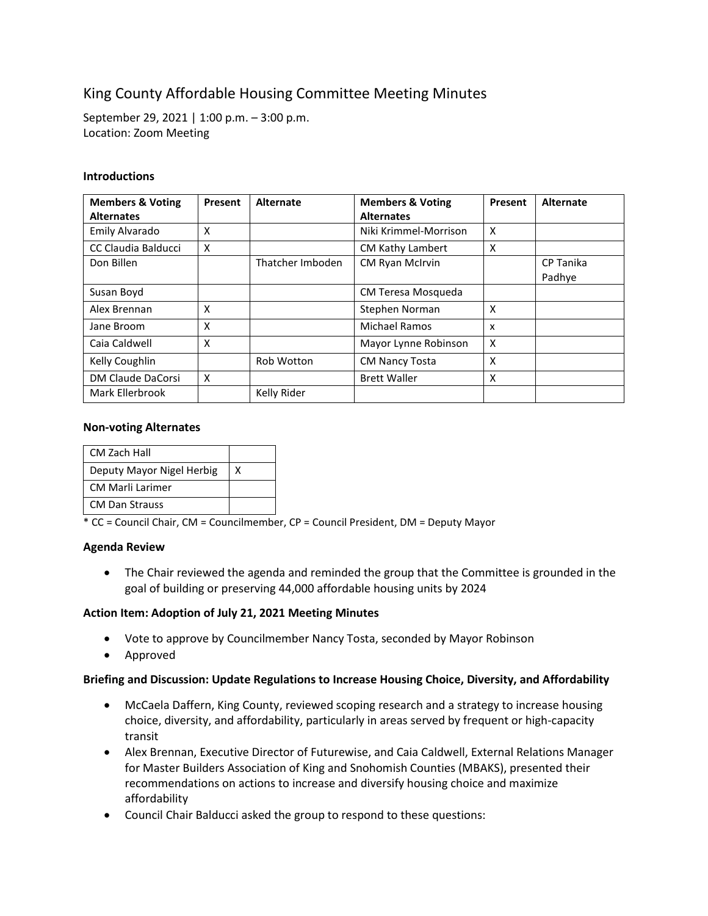# King County Affordable Housing Committee Meeting Minutes

September 29, 2021 | 1:00 p.m. – 3:00 p.m.
Location: Zoom Meeting

### Introductions

| Members & Voting Alternates | Present | Alternate | Members & Voting Alternates | Present | Alternate |
|---|---|---|---|---|---|
| Emily Alvarado | X | | Niki Krimmel-Morrison | X | |
| CC Claudia Balducci | X | | CM Kathy Lambert | X | |
| Don Billen | | Thatcher Imboden | CM Ryan McIrvin | | CP Tanika Padhye |
| Susan Boyd | | | CM Teresa Mosqueda | | |
| Alex Brennan | X | | Stephen Norman | X | |
| Jane Broom | X | | Michael Ramos | x | |
| Caia Caldwell | X | | Mayor Lynne Robinson | X | |
| Kelly Coughlin | | Rob Wotton | CM Nancy Tosta | X | |
| DM Claude DaCorsi | X | | Brett Waller | X | |
| Mark Ellerbrook | | Kelly Rider | | | |

### Non-voting Alternates

| | |
|---|---|
| CM Zach Hall | |
| Deputy Mayor Nigel Herbig | X |
| CM Marli Larimer | |
| CM Dan Strauss | |

* CC = Council Chair, CM = Councilmember, CP = Council President, DM = Deputy Mayor

### Agenda Review

- The Chair reviewed the agenda and reminded the group that the Committee is grounded in the goal of building or preserving 44,000 affordable housing units by 2024

### Action Item: Adoption of July 21, 2021 Meeting Minutes

- Vote to approve by Councilmember Nancy Tosta, seconded by Mayor Robinson
- Approved

### Briefing and Discussion: Update Regulations to Increase Housing Choice, Diversity, and Affordability

- McCaela Daffern, King County, reviewed scoping research and a strategy to increase housing choice, diversity, and affordability, particularly in areas served by frequent or high-capacity transit
- Alex Brennan, Executive Director of Futurewise, and Caia Caldwell, External Relations Manager for Master Builders Association of King and Snohomish Counties (MBAKS), presented their recommendations on actions to increase and diversify housing choice and maximize affordability
- Council Chair Balducci asked the group to respond to these questions: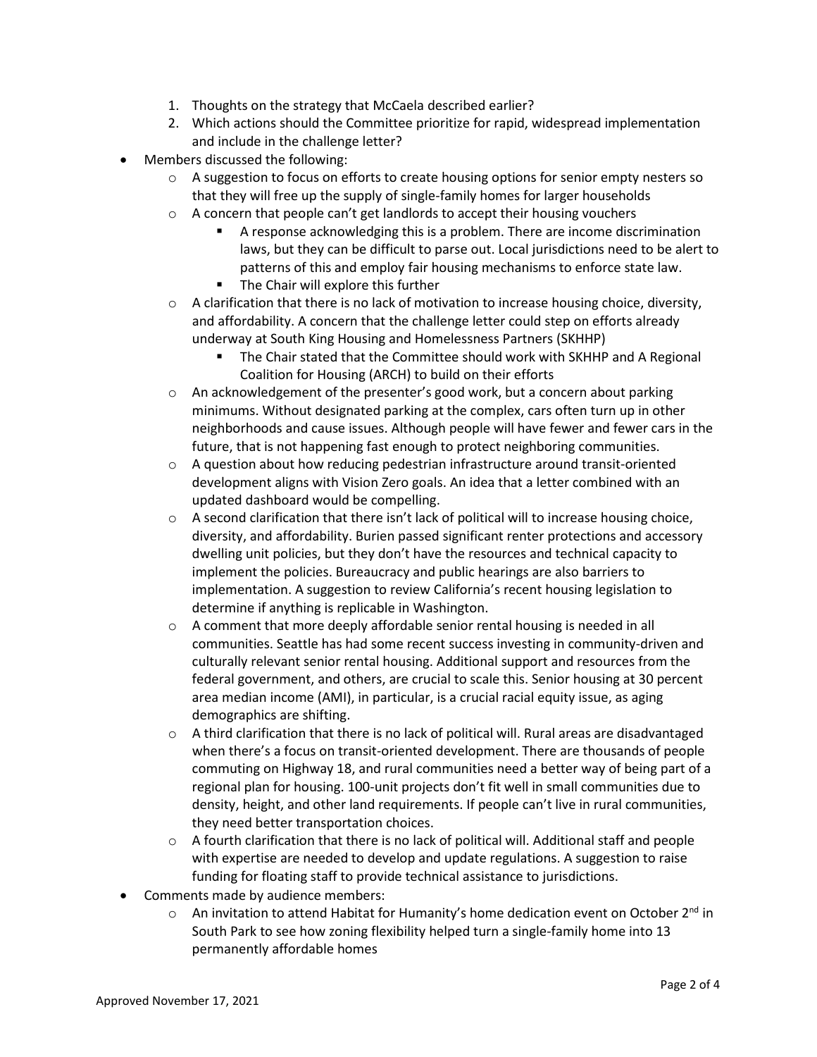1. Thoughts on the strategy that McCaela described earlier?
2. Which actions should the Committee prioritize for rapid, widespread implementation and include in the challenge letter?

- Members discussed the following:
  - A suggestion to focus on efforts to create housing options for senior empty nesters so that they will free up the supply of single-family homes for larger households
  - A concern that people can't get landlords to accept their housing vouchers
    - A response acknowledging this is a problem. There are income discrimination laws, but they can be difficult to parse out. Local jurisdictions need to be alert to patterns of this and employ fair housing mechanisms to enforce state law.
    - The Chair will explore this further
  - A clarification that there is no lack of motivation to increase housing choice, diversity, and affordability. A concern that the challenge letter could step on efforts already underway at South King Housing and Homelessness Partners (SKHHP)
    - The Chair stated that the Committee should work with SKHHP and A Regional Coalition for Housing (ARCH) to build on their efforts
  - An acknowledgement of the presenter's good work, but a concern about parking minimums. Without designated parking at the complex, cars often turn up in other neighborhoods and cause issues. Although people will have fewer and fewer cars in the future, that is not happening fast enough to protect neighboring communities.
  - A question about how reducing pedestrian infrastructure around transit-oriented development aligns with Vision Zero goals. An idea that a letter combined with an updated dashboard would be compelling.
  - A second clarification that there isn't lack of political will to increase housing choice, diversity, and affordability. Burien passed significant renter protections and accessory dwelling unit policies, but they don't have the resources and technical capacity to implement the policies. Bureaucracy and public hearings are also barriers to implementation. A suggestion to review California's recent housing legislation to determine if anything is replicable in Washington.
  - A comment that more deeply affordable senior rental housing is needed in all communities. Seattle has had some recent success investing in community-driven and culturally relevant senior rental housing. Additional support and resources from the federal government, and others, are crucial to scale this. Senior housing at 30 percent area median income (AMI), in particular, is a crucial racial equity issue, as aging demographics are shifting.
  - A third clarification that there is no lack of political will. Rural areas are disadvantaged when there's a focus on transit-oriented development. There are thousands of people commuting on Highway 18, and rural communities need a better way of being part of a regional plan for housing. 100-unit projects don't fit well in small communities due to density, height, and other land requirements. If people can't live in rural communities, they need better transportation choices.
  - A fourth clarification that there is no lack of political will. Additional staff and people with expertise are needed to develop and update regulations. A suggestion to raise funding for floating staff to provide technical assistance to jurisdictions.
- Comments made by audience members:
  - An invitation to attend Habitat for Humanity's home dedication event on October 2nd in South Park to see how zoning flexibility helped turn a single-family home into 13 permanently affordable homes

Approved November 17, 2021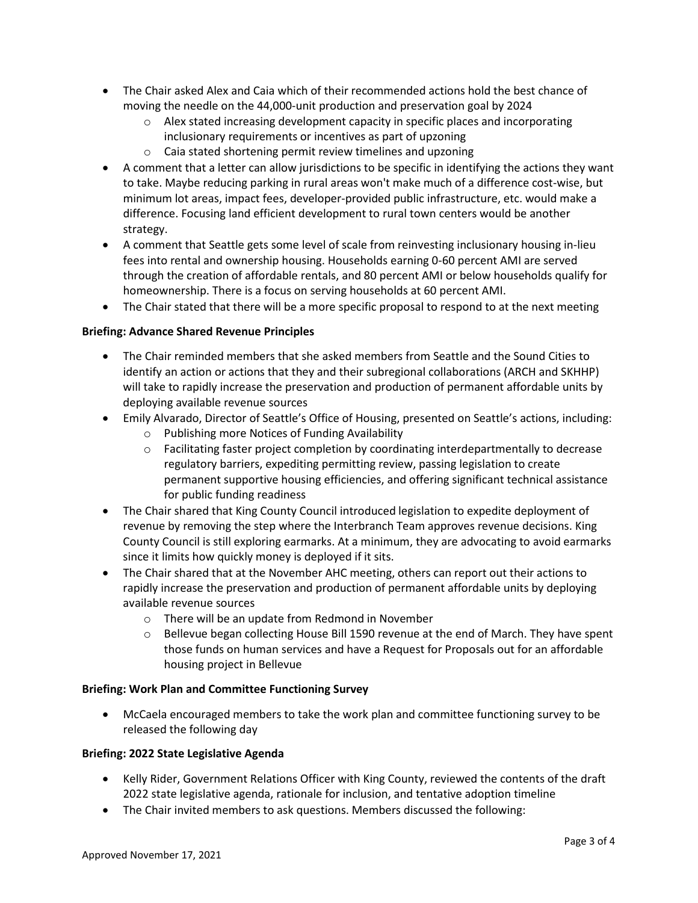- The Chair asked Alex and Caia which of their recommended actions hold the best chance of moving the needle on the 44,000-unit production and preservation goal by 2024
  - Alex stated increasing development capacity in specific places and incorporating inclusionary requirements or incentives as part of upzoning
  - Caia stated shortening permit review timelines and upzoning
- A comment that a letter can allow jurisdictions to be specific in identifying the actions they want to take. Maybe reducing parking in rural areas won't make much of a difference cost-wise, but minimum lot areas, impact fees, developer-provided public infrastructure, etc. would make a difference. Focusing land efficient development to rural town centers would be another strategy.
- A comment that Seattle gets some level of scale from reinvesting inclusionary housing in-lieu fees into rental and ownership housing. Households earning 0-60 percent AMI are served through the creation of affordable rentals, and 80 percent AMI or below households qualify for homeownership. There is a focus on serving households at 60 percent AMI.
- The Chair stated that there will be a more specific proposal to respond to at the next meeting

**Briefing: Advance Shared Revenue Principles**

- The Chair reminded members that she asked members from Seattle and the Sound Cities to identify an action or actions that they and their subregional collaborations (ARCH and SKHHP) will take to rapidly increase the preservation and production of permanent affordable units by deploying available revenue sources
- Emily Alvarado, Director of Seattle's Office of Housing, presented on Seattle's actions, including:
  - Publishing more Notices of Funding Availability
  - Facilitating faster project completion by coordinating interdepartmentally to decrease regulatory barriers, expediting permitting review, passing legislation to create permanent supportive housing efficiencies, and offering significant technical assistance for public funding readiness
- The Chair shared that King County Council introduced legislation to expedite deployment of revenue by removing the step where the Interbranch Team approves revenue decisions. King County Council is still exploring earmarks. At a minimum, they are advocating to avoid earmarks since it limits how quickly money is deployed if it sits.
- The Chair shared that at the November AHC meeting, others can report out their actions to rapidly increase the preservation and production of permanent affordable units by deploying available revenue sources
  - There will be an update from Redmond in November
  - Bellevue began collecting House Bill 1590 revenue at the end of March. They have spent those funds on human services and have a Request for Proposals out for an affordable housing project in Bellevue

**Briefing: Work Plan and Committee Functioning Survey**

- McCaela encouraged members to take the work plan and committee functioning survey to be released the following day

**Briefing: 2022 State Legislative Agenda**

- Kelly Rider, Government Relations Officer with King County, reviewed the contents of the draft 2022 state legislative agenda, rationale for inclusion, and tentative adoption timeline
- The Chair invited members to ask questions. Members discussed the following:

Approved November 17, 2021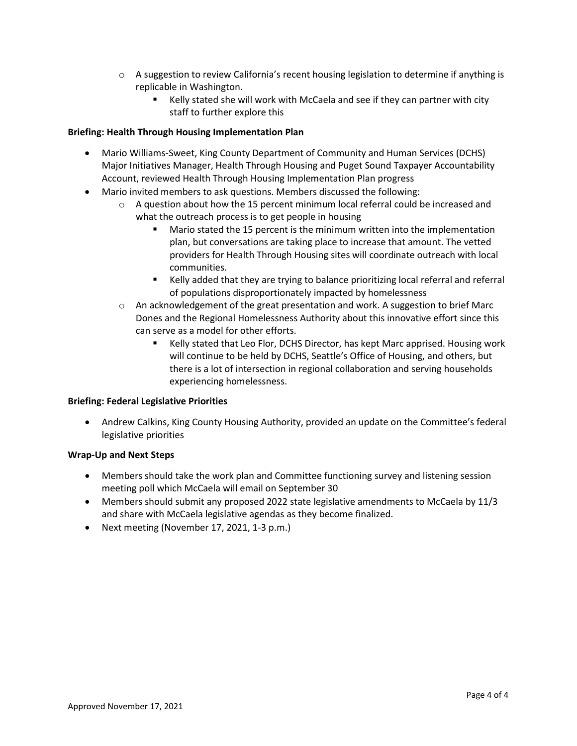- A suggestion to review California's recent housing legislation to determine if anything is replicable in Washington.
     - Kelly stated she will work with McCaela and see if they can partner with city staff to further explore this

**Briefing: Health Through Housing Implementation Plan**

- Mario Williams-Sweet, King County Department of Community and Human Services (DCHS) Major Initiatives Manager, Health Through Housing and Puget Sound Taxpayer Accountability Account, reviewed Health Through Housing Implementation Plan progress
- Mario invited members to ask questions. Members discussed the following:
  - A question about how the 15 percent minimum local referral could be increased and what the outreach process is to get people in housing
    - Mario stated the 15 percent is the minimum written into the implementation plan, but conversations are taking place to increase that amount. The vetted providers for Health Through Housing sites will coordinate outreach with local communities.
    - Kelly added that they are trying to balance prioritizing local referral and referral of populations disproportionately impacted by homelessness
  - An acknowledgement of the great presentation and work. A suggestion to brief Marc Dones and the Regional Homelessness Authority about this innovative effort since this can serve as a model for other efforts.
    - Kelly stated that Leo Flor, DCHS Director, has kept Marc apprised. Housing work will continue to be held by DCHS, Seattle's Office of Housing, and others, but there is a lot of intersection in regional collaboration and serving households experiencing homelessness.

**Briefing: Federal Legislative Priorities**

- Andrew Calkins, King County Housing Authority, provided an update on the Committee's federal legislative priorities

**Wrap-Up and Next Steps**

- Members should take the work plan and Committee functioning survey and listening session meeting poll which McCaela will email on September 30
- Members should submit any proposed 2022 state legislative amendments to McCaela by 11/3 and share with McCaela legislative agendas as they become finalized.
- Next meeting (November 17, 2021, 1-3 p.m.)

Approved November 17, 2021